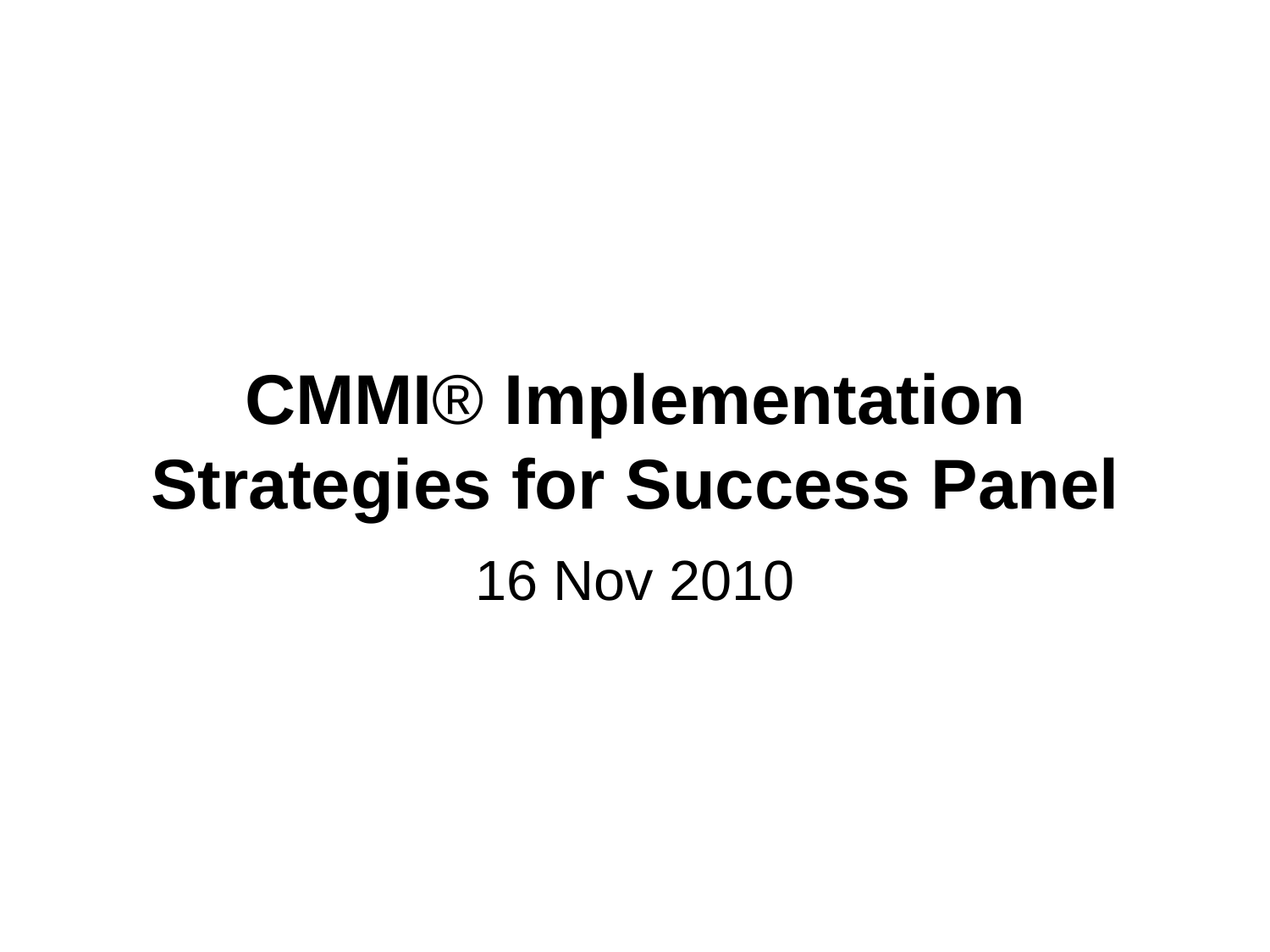# CMMI® Implementation Strategies for Success Panel

16 Nov 2010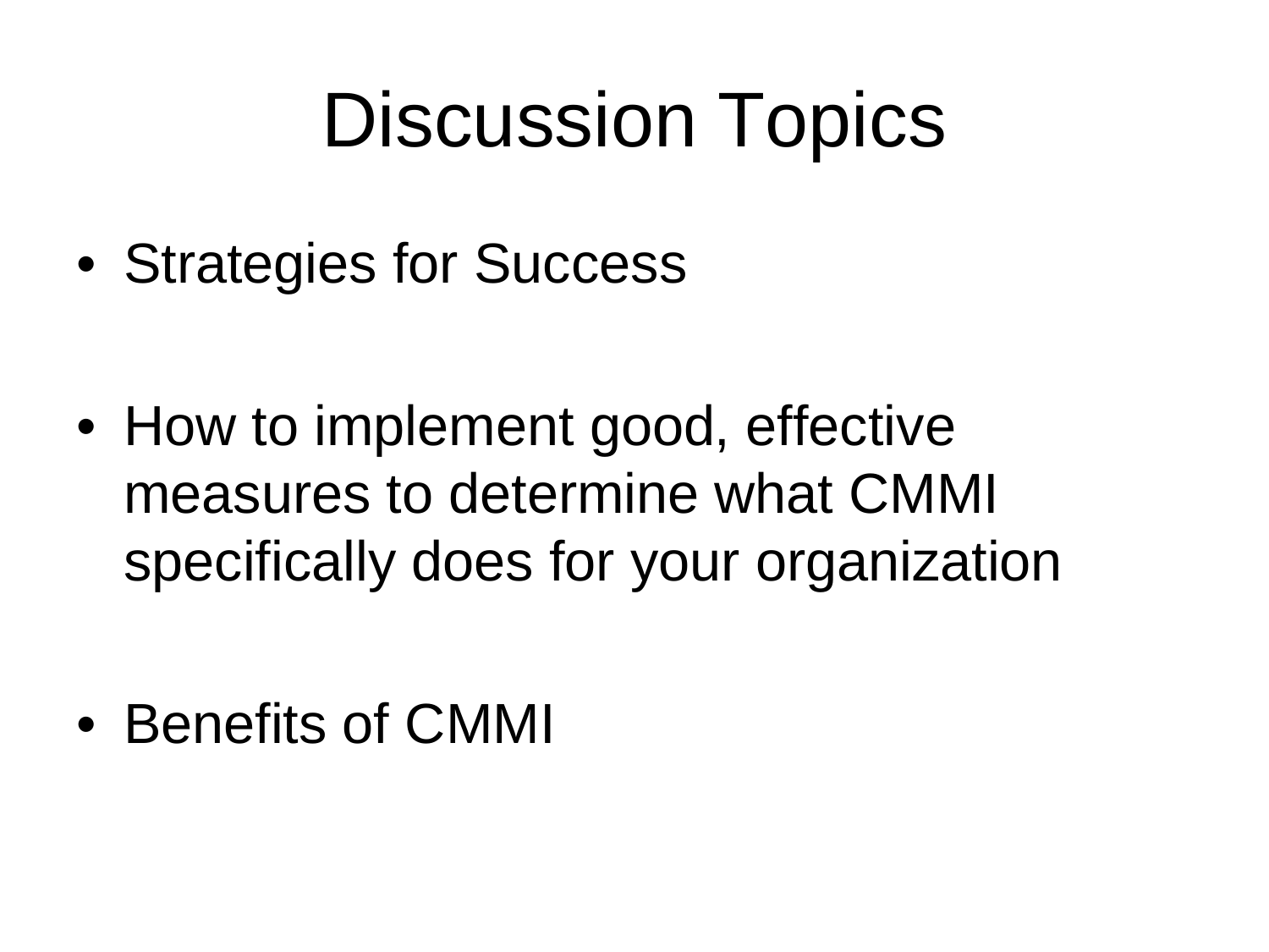# Discussion Topics

- Strategies for Success
- How to implement good, effective measures to determine what CMMI specifically does for your organization
- Benefits of CMMI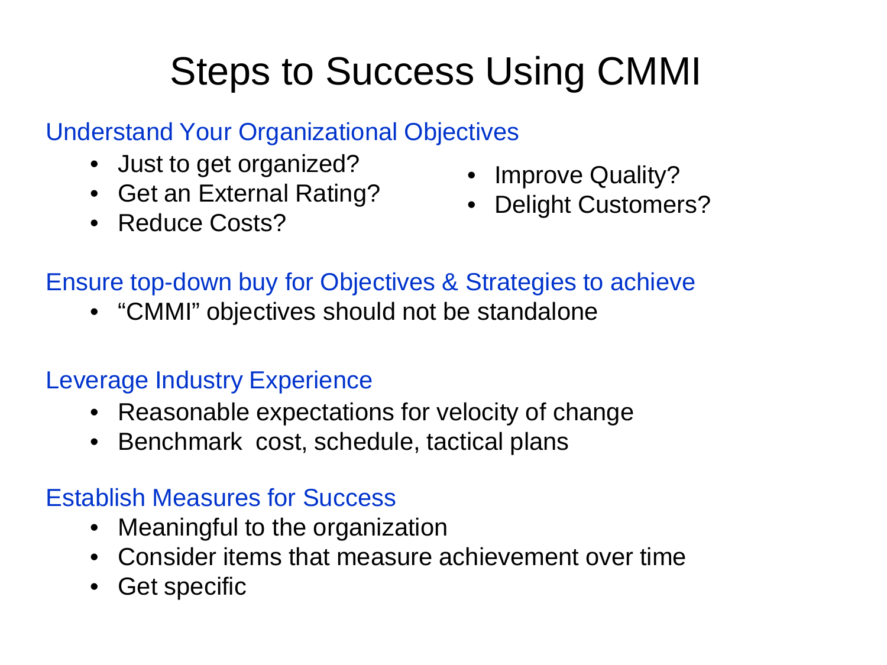# Steps to Success Using CMMI

## Understand Your Organizational Objectives

- Just to get organized?
- Get an External Rating?
- Reduce Costs?
- Improve Quality?
- Delight Customers?

## Ensure top-down buy for Objectives & Strategies to achieve

- “CMMI” objectives should not be standalone

## Leverage Industry Experience

- Reasonable expectations for velocity of change
- Benchmark cost, schedule, tactical plans

## Establish Measures for Success

- Meaningful to the organization
- Consider items that measure achievement over time
- Get specific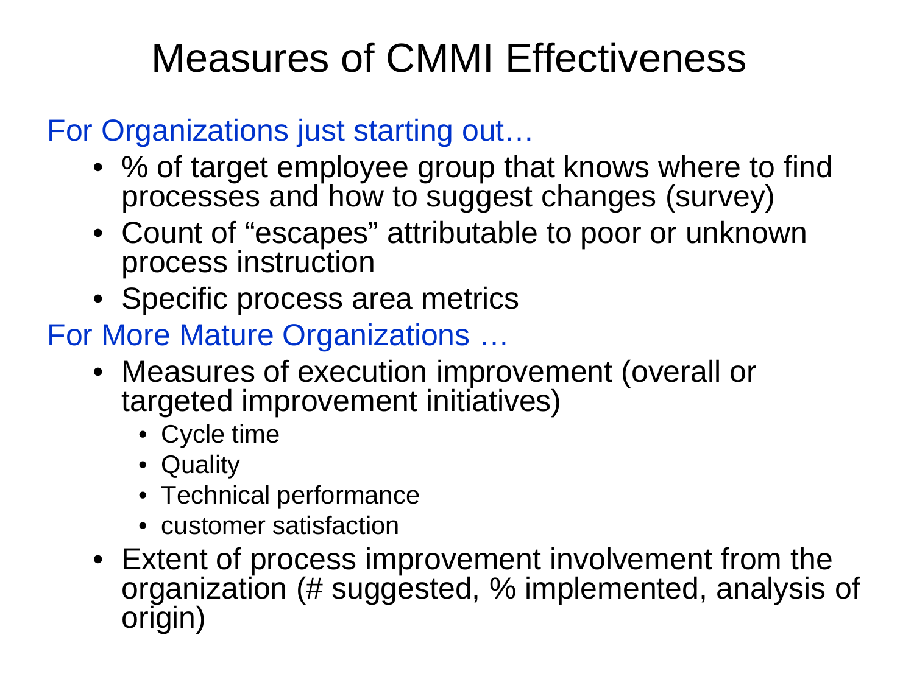# Measures of CMMI Effectiveness

For Organizations just starting out…

- % of target employee group that knows where to find processes and how to suggest changes (survey)
- Count of “escapes” attributable to poor or unknown process instruction
- Specific process area metrics

For More Mature Organizations …

- Measures of execution improvement (overall or targeted improvement initiatives)
  - Cycle time
  - Quality
  - Technical performance
  - customer satisfaction
- Extent of process improvement involvement from the organization (# suggested, % implemented, analysis of origin)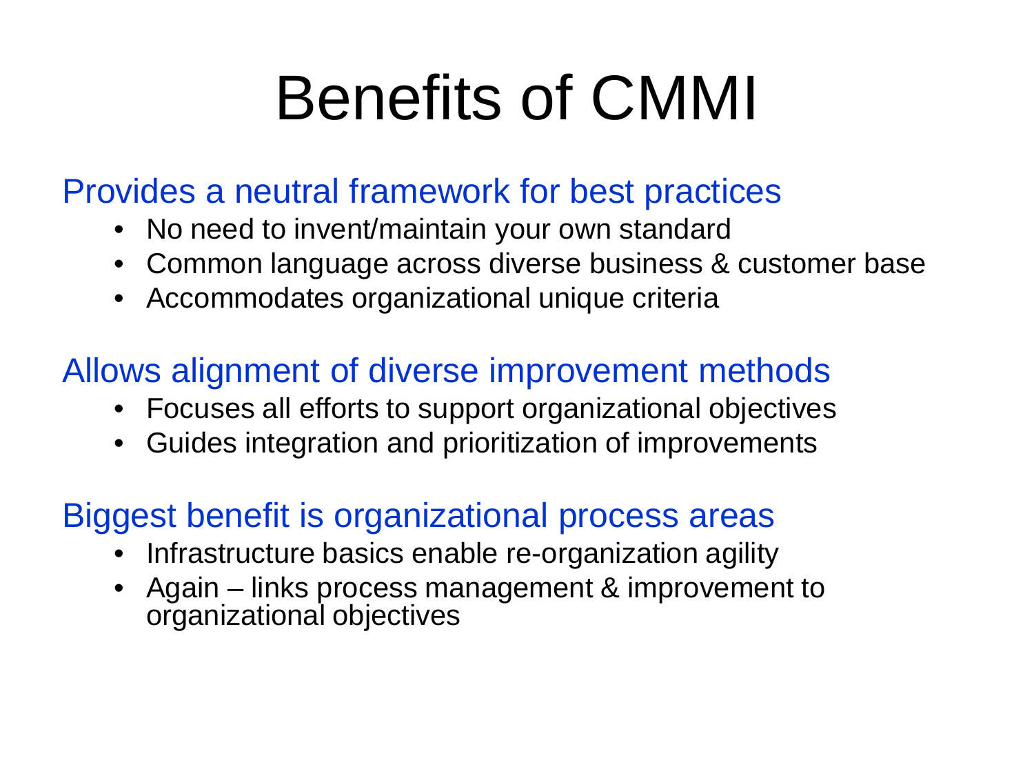# Benefits of CMMI

## Provides a neutral framework for best practices

- No need to invent/maintain your own standard
- Common language across diverse business & customer base
- Accommodates organizational unique criteria

## Allows alignment of diverse improvement methods

- Focuses all efforts to support organizational objectives
- Guides integration and prioritization of improvements

## Biggest benefit is organizational process areas

- Infrastructure basics enable re-organization agility
- Again – links process management & improvement to organizational objectives